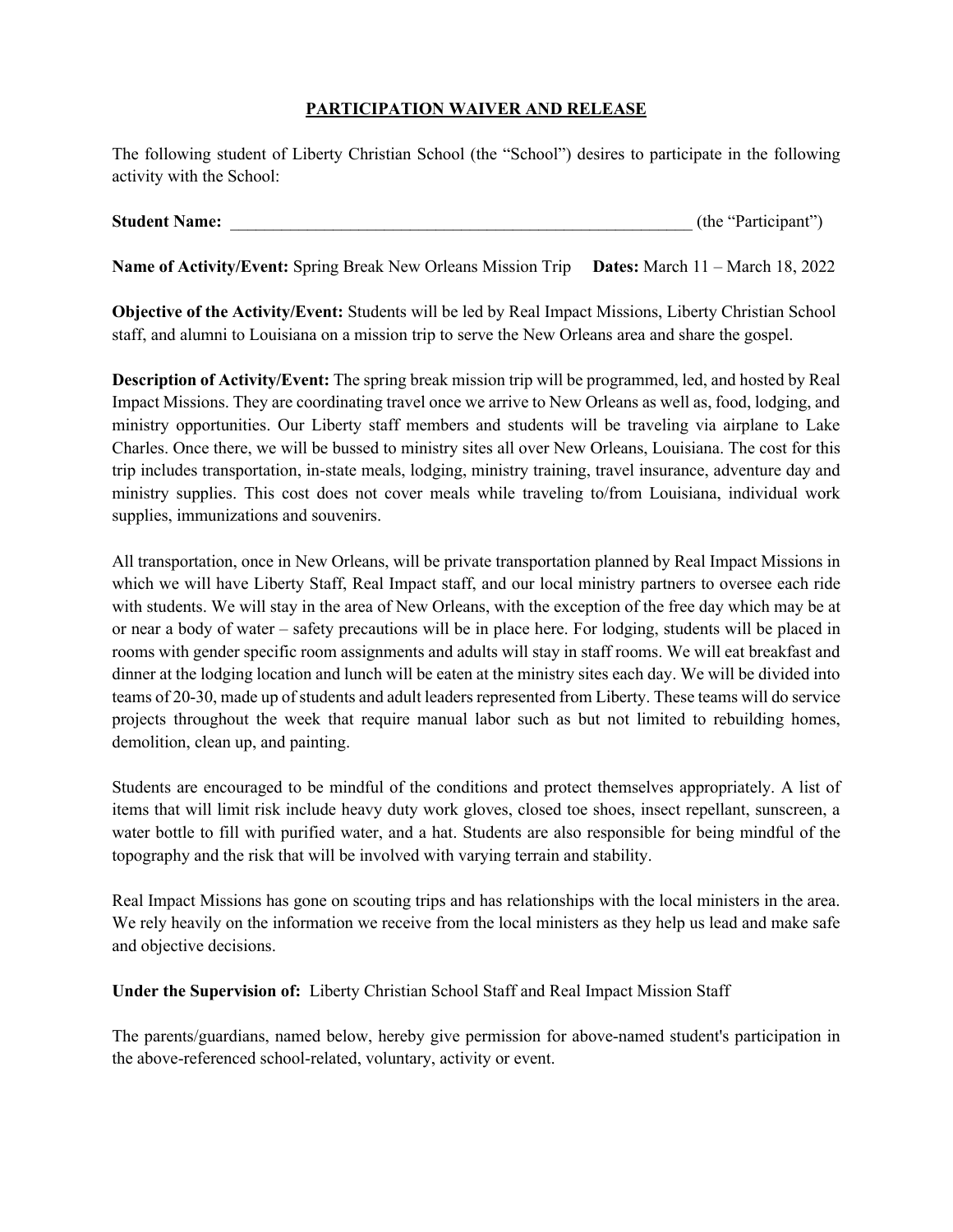# <u>PARTICIPATION WAIVER AND RELEASE</u>

The following student of Liberty Christian School (the "School") desires to participate in the following activity with the School:

**Student Name:** ________________________________________________________ (the "Participant")

**Name of Activity/Event:** Spring Break New Orleans Mission Trip **Dates:** March 11 – March 18, 2022

**Objective of the Activity/Event:** Students will be led by Real Impact Missions, Liberty Christian School staff, and alumni to Louisiana on a mission trip to serve the New Orleans area and share the gospel.

**Description of Activity/Event:** The spring break mission trip will be programmed, led, and hosted by Real Impact Missions. They are coordinating travel once we arrive to New Orleans as well as, food, lodging, and ministry opportunities. Our Liberty staff members and students will be traveling via airplane to Lake Charles. Once there, we will be bussed to ministry sites all over New Orleans, Louisiana. The cost for this trip includes transportation, in-state meals, lodging, ministry training, travel insurance, adventure day and ministry supplies. This cost does not cover meals while traveling to/from Louisiana, individual work supplies, immunizations and souvenirs.

All transportation, once in New Orleans, will be private transportation planned by Real Impact Missions in which we will have Liberty Staff, Real Impact staff, and our local ministry partners to oversee each ride with students. We will stay in the area of New Orleans, with the exception of the free day which may be at or near a body of water – safety precautions will be in place here. For lodging, students will be placed in rooms with gender specific room assignments and adults will stay in staff rooms. We will eat breakfast and dinner at the lodging location and lunch will be eaten at the ministry sites each day. We will be divided into teams of 20-30, made up of students and adult leaders represented from Liberty. These teams will do service projects throughout the week that require manual labor such as but not limited to rebuilding homes, demolition, clean up, and painting.

Students are encouraged to be mindful of the conditions and protect themselves appropriately. A list of items that will limit risk include heavy duty work gloves, closed toe shoes, insect repellant, sunscreen, a water bottle to fill with purified water, and a hat. Students are also responsible for being mindful of the topography and the risk that will be involved with varying terrain and stability.

Real Impact Missions has gone on scouting trips and has relationships with the local ministers in the area. We rely heavily on the information we receive from the local ministers as they help us lead and make safe and objective decisions.

**Under the Supervision of:** Liberty Christian School Staff and Real Impact Mission Staff

The parents/guardians, named below, hereby give permission for above-named student's participation in the above-referenced school-related, voluntary, activity or event.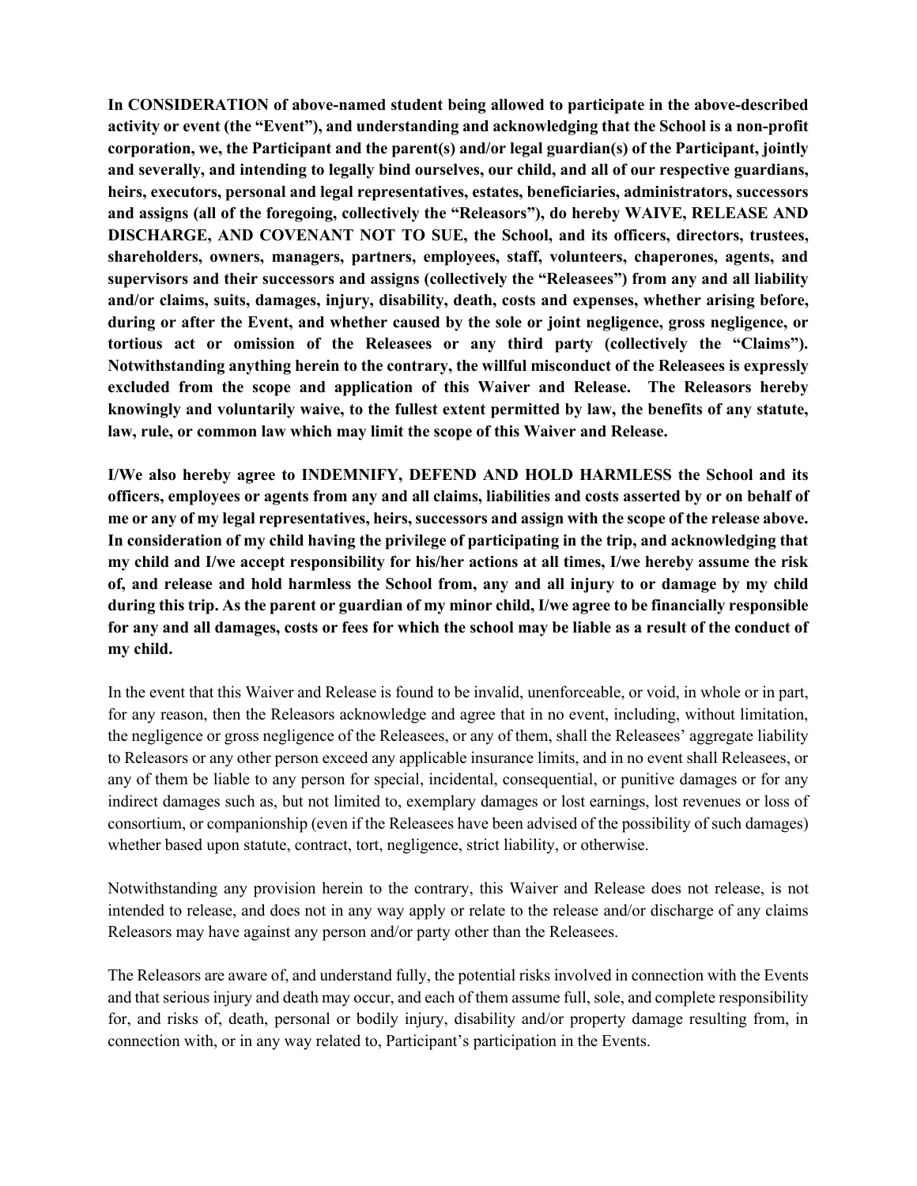**In CONSIDERATION of above-named student being allowed to participate in the above-described activity or event (the "Event"), and understanding and acknowledging that the School is a non-profit corporation, we, the Participant and the parent(s) and/or legal guardian(s) of the Participant, jointly and severally, and intending to legally bind ourselves, our child, and all of our respective guardians, heirs, executors, personal and legal representatives, estates, beneficiaries, administrators, successors and assigns (all of the foregoing, collectively the "Releasors"), do hereby WAIVE, RELEASE AND DISCHARGE, AND COVENANT NOT TO SUE, the School, and its officers, directors, trustees, shareholders, owners, managers, partners, employees, staff, volunteers, chaperones, agents, and supervisors and their successors and assigns (collectively the "Releasees") from any and all liability and/or claims, suits, damages, injury, disability, death, costs and expenses, whether arising before, during or after the Event, and whether caused by the sole or joint negligence, gross negligence, or tortious act or omission of the Releasees or any third party (collectively the "Claims"). Notwithstanding anything herein to the contrary, the willful misconduct of the Releasees is expressly excluded from the scope and application of this Waiver and Release. The Releasors hereby knowingly and voluntarily waive, to the fullest extent permitted by law, the benefits of any statute, law, rule, or common law which may limit the scope of this Waiver and Release.**

**I/We also hereby agree to INDEMNIFY, DEFEND AND HOLD HARMLESS the School and its officers, employees or agents from any and all claims, liabilities and costs asserted by or on behalf of me or any of my legal representatives, heirs, successors and assign with the scope of the release above. In consideration of my child having the privilege of participating in the trip, and acknowledging that my child and I/we accept responsibility for his/her actions at all times, I/we hereby assume the risk of, and release and hold harmless the School from, any and all injury to or damage by my child during this trip. As the parent or guardian of my minor child, I/we agree to be financially responsible for any and all damages, costs or fees for which the school may be liable as a result of the conduct of my child.**

In the event that this Waiver and Release is found to be invalid, unenforceable, or void, in whole or in part, for any reason, then the Releasors acknowledge and agree that in no event, including, without limitation, the negligence or gross negligence of the Releasees, or any of them, shall the Releasees' aggregate liability to Releasors or any other person exceed any applicable insurance limits, and in no event shall Releasees, or any of them be liable to any person for special, incidental, consequential, or punitive damages or for any indirect damages such as, but not limited to, exemplary damages or lost earnings, lost revenues or loss of consortium, or companionship (even if the Releasees have been advised of the possibility of such damages) whether based upon statute, contract, tort, negligence, strict liability, or otherwise.

Notwithstanding any provision herein to the contrary, this Waiver and Release does not release, is not intended to release, and does not in any way apply or relate to the release and/or discharge of any claims Releasors may have against any person and/or party other than the Releasees.

The Releasors are aware of, and understand fully, the potential risks involved in connection with the Events and that serious injury and death may occur, and each of them assume full, sole, and complete responsibility for, and risks of, death, personal or bodily injury, disability and/or property damage resulting from, in connection with, or in any way related to, Participant's participation in the Events.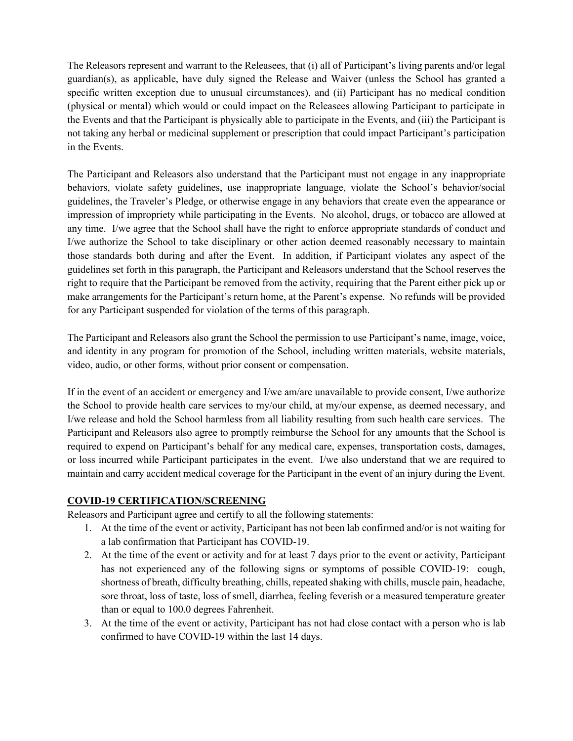The Releasors represent and warrant to the Releasees, that (i) all of Participant's living parents and/or legal guardian(s), as applicable, have duly signed the Release and Waiver (unless the School has granted a specific written exception due to unusual circumstances), and (ii) Participant has no medical condition (physical or mental) which would or could impact on the Releasees allowing Participant to participate in the Events and that the Participant is physically able to participate in the Events, and (iii) the Participant is not taking any herbal or medicinal supplement or prescription that could impact Participant's participation in the Events.

The Participant and Releasors also understand that the Participant must not engage in any inappropriate behaviors, violate safety guidelines, use inappropriate language, violate the School's behavior/social guidelines, the Traveler's Pledge, or otherwise engage in any behaviors that create even the appearance or impression of impropriety while participating in the Events. No alcohol, drugs, or tobacco are allowed at any time. I/we agree that the School shall have the right to enforce appropriate standards of conduct and I/we authorize the School to take disciplinary or other action deemed reasonably necessary to maintain those standards both during and after the Event. In addition, if Participant violates any aspect of the guidelines set forth in this paragraph, the Participant and Releasors understand that the School reserves the right to require that the Participant be removed from the activity, requiring that the Parent either pick up or make arrangements for the Participant's return home, at the Parent's expense. No refunds will be provided for any Participant suspended for violation of the terms of this paragraph.

The Participant and Releasors also grant the School the permission to use Participant's name, image, voice, and identity in any program for promotion of the School, including written materials, website materials, video, audio, or other forms, without prior consent or compensation.

If in the event of an accident or emergency and I/we am/are unavailable to provide consent, I/we authorize the School to provide health care services to my/our child, at my/our expense, as deemed necessary, and I/we release and hold the School harmless from all liability resulting from such health care services. The Participant and Releasors also agree to promptly reimburse the School for any amounts that the School is required to expend on Participant's behalf for any medical care, expenses, transportation costs, damages, or loss incurred while Participant participates in the event. I/we also understand that we are required to maintain and carry accident medical coverage for the Participant in the event of an injury during the Event.

## COVID-19 CERTIFICATION/SCREENING

Releasors and Participant agree and certify to <u>all</u> the following statements:

1. At the time of the event or activity, Participant has not been lab confirmed and/or is not waiting for a lab confirmation that Participant has COVID-19.
2. At the time of the event or activity and for at least 7 days prior to the event or activity, Participant has not experienced any of the following signs or symptoms of possible COVID-19: cough, shortness of breath, difficulty breathing, chills, repeated shaking with chills, muscle pain, headache, sore throat, loss of taste, loss of smell, diarrhea, feeling feverish or a measured temperature greater than or equal to 100.0 degrees Fahrenheit.
3. At the time of the event or activity, Participant has not had close contact with a person who is lab confirmed to have COVID-19 within the last 14 days.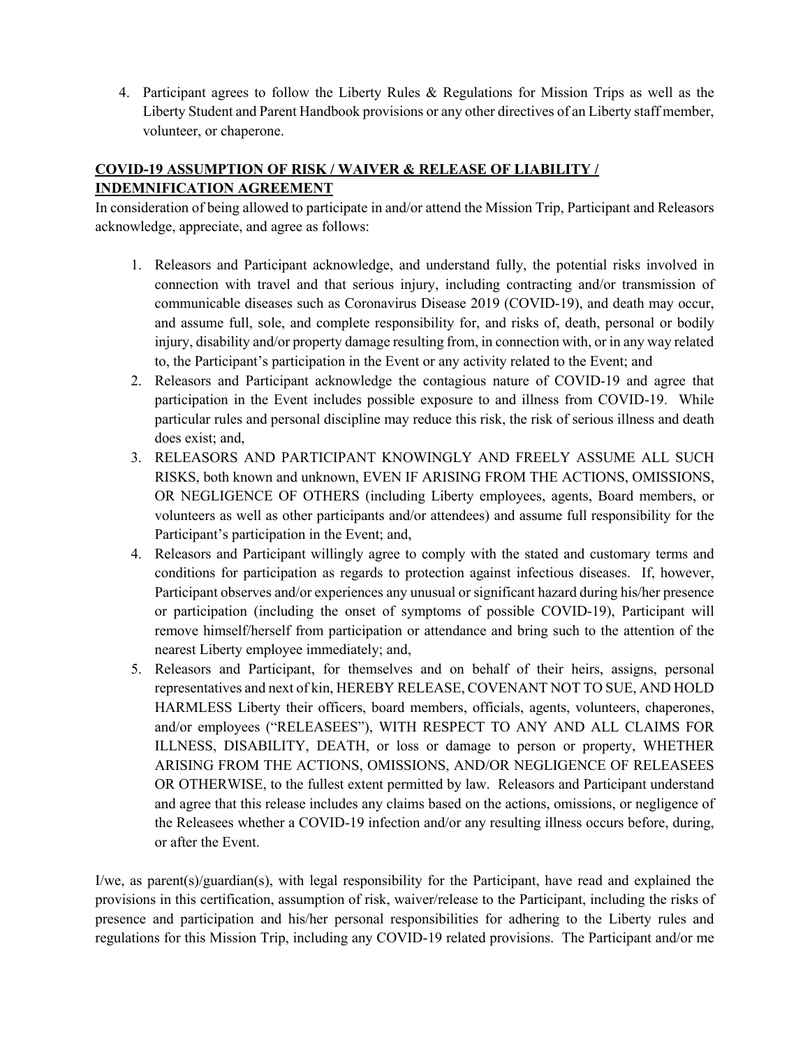4. Participant agrees to follow the Liberty Rules & Regulations for Mission Trips as well as the Liberty Student and Parent Handbook provisions or any other directives of an Liberty staff member, volunteer, or chaperone.

**COVID-19 ASSUMPTION OF RISK / WAIVER & RELEASE OF LIABILITY / INDEMNIFICATION AGREEMENT**

In consideration of being allowed to participate in and/or attend the Mission Trip, Participant and Releasors acknowledge, appreciate, and agree as follows:

1. Releasors and Participant acknowledge, and understand fully, the potential risks involved in connection with travel and that serious injury, including contracting and/or transmission of communicable diseases such as Coronavirus Disease 2019 (COVID-19), and death may occur, and assume full, sole, and complete responsibility for, and risks of, death, personal or bodily injury, disability and/or property damage resulting from, in connection with, or in any way related to, the Participant's participation in the Event or any activity related to the Event; and
2. Releasors and Participant acknowledge the contagious nature of COVID-19 and agree that participation in the Event includes possible exposure to and illness from COVID-19. While particular rules and personal discipline may reduce this risk, the risk of serious illness and death does exist; and,
3. RELEASORS AND PARTICIPANT KNOWINGLY AND FREELY ASSUME ALL SUCH RISKS, both known and unknown, EVEN IF ARISING FROM THE ACTIONS, OMISSIONS, OR NEGLIGENCE OF OTHERS (including Liberty employees, agents, Board members, or volunteers as well as other participants and/or attendees) and assume full responsibility for the Participant's participation in the Event; and,
4. Releasors and Participant willingly agree to comply with the stated and customary terms and conditions for participation as regards to protection against infectious diseases. If, however, Participant observes and/or experiences any unusual or significant hazard during his/her presence or participation (including the onset of symptoms of possible COVID-19), Participant will remove himself/herself from participation or attendance and bring such to the attention of the nearest Liberty employee immediately; and,
5. Releasors and Participant, for themselves and on behalf of their heirs, assigns, personal representatives and next of kin, HEREBY RELEASE, COVENANT NOT TO SUE, AND HOLD HARMLESS Liberty their officers, board members, officials, agents, volunteers, chaperones, and/or employees ("RELEASEES"), WITH RESPECT TO ANY AND ALL CLAIMS FOR ILLNESS, DISABILITY, DEATH, or loss or damage to person or property, WHETHER ARISING FROM THE ACTIONS, OMISSIONS, AND/OR NEGLIGENCE OF RELEASEES OR OTHERWISE, to the fullest extent permitted by law. Releasors and Participant understand and agree that this release includes any claims based on the actions, omissions, or negligence of the Releasees whether a COVID-19 infection and/or any resulting illness occurs before, during, or after the Event.

I/we, as parent(s)/guardian(s), with legal responsibility for the Participant, have read and explained the provisions in this certification, assumption of risk, waiver/release to the Participant, including the risks of presence and participation and his/her personal responsibilities for adhering to the Liberty rules and regulations for this Mission Trip, including any COVID-19 related provisions. The Participant and/or me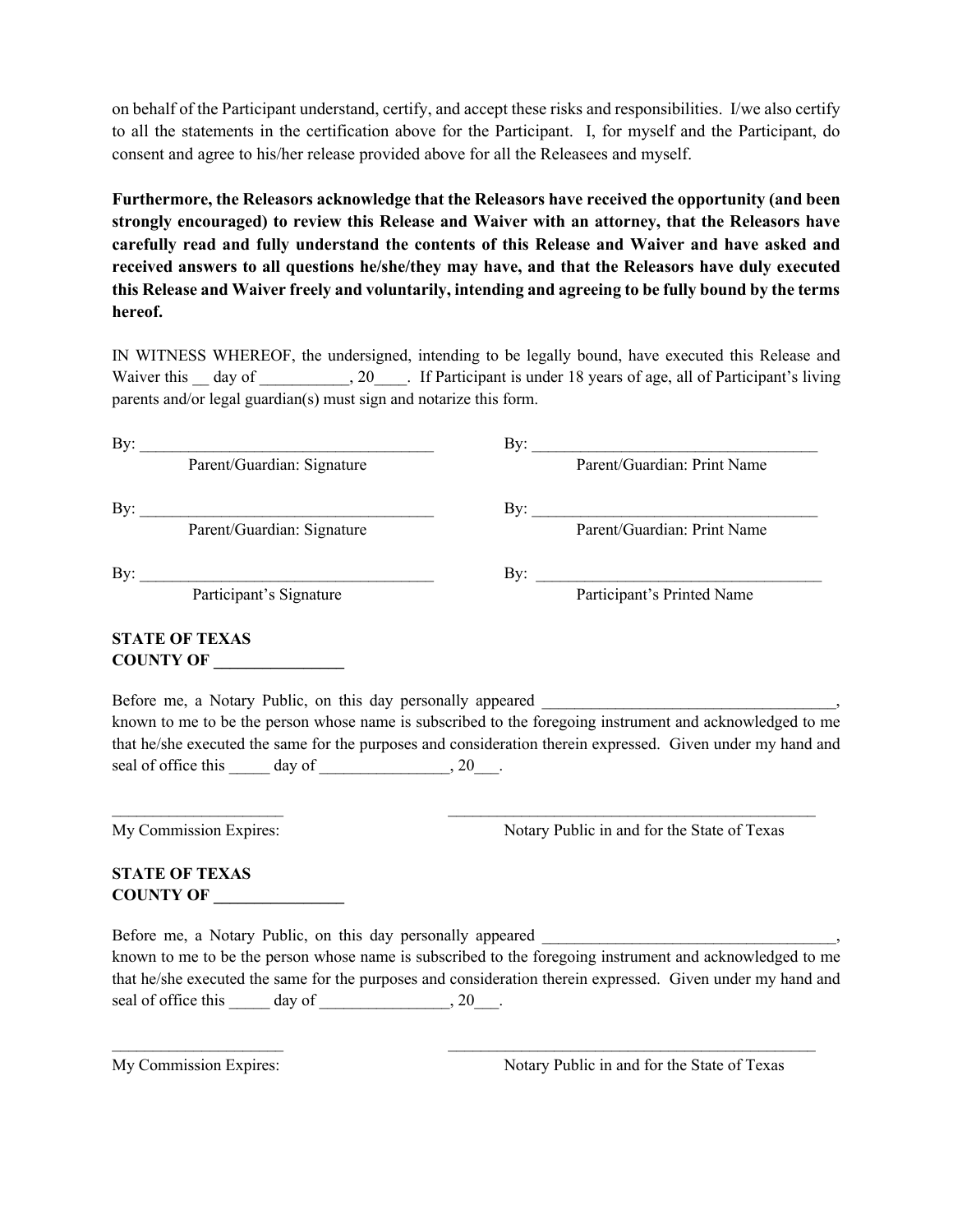on behalf of the Participant understand, certify, and accept these risks and responsibilities. I/we also certify to all the statements in the certification above for the Participant. I, for myself and the Participant, do consent and agree to his/her release provided above for all the Releasees and myself.

**Furthermore, the Releasors acknowledge that the Releasors have received the opportunity (and been strongly encouraged) to review this Release and Waiver with an attorney, that the Releasors have carefully read and fully understand the contents of this Release and Waiver and have asked and received answers to all questions he/she/they may have, and that the Releasors have duly executed this Release and Waiver freely and voluntarily, intending and agreeing to be fully bound by the terms hereof.**

IN WITNESS WHEREOF, the undersigned, intending to be legally bound, have executed this Release and Waiver this __ day of ___________, 20____. If Participant is under 18 years of age, all of Participant's living parents and/or legal guardian(s) must sign and notarize this form.

By: _____________________________________
Parent/Guardian: Signature

By: ____________________________________
Parent/Guardian: Print Name

By: _____________________________________
Parent/Guardian: Signature

By: ____________________________________
Parent/Guardian: Print Name

By: _____________________________________
Participant's Signature

By: ____________________________________
Participant's Printed Name

**STATE OF TEXAS**
**COUNTY OF ________________**

Before me, a Notary Public, on this day personally appeared ____________________________________, known to me to be the person whose name is subscribed to the foregoing instrument and acknowledged to me that he/she executed the same for the purposes and consideration therein expressed. Given under my hand and seal of office this _____ day of ________________, 20___.

_____________________
My Commission Expires:

_______________________________________________
Notary Public in and for the State of Texas

**STATE OF TEXAS**
**COUNTY OF ________________**

Before me, a Notary Public, on this day personally appeared ____________________________________, known to me to be the person whose name is subscribed to the foregoing instrument and acknowledged to me that he/she executed the same for the purposes and consideration therein expressed. Given under my hand and seal of office this _____ day of ________________, 20___.

_____________________
My Commission Expires:

_______________________________________________
Notary Public in and for the State of Texas